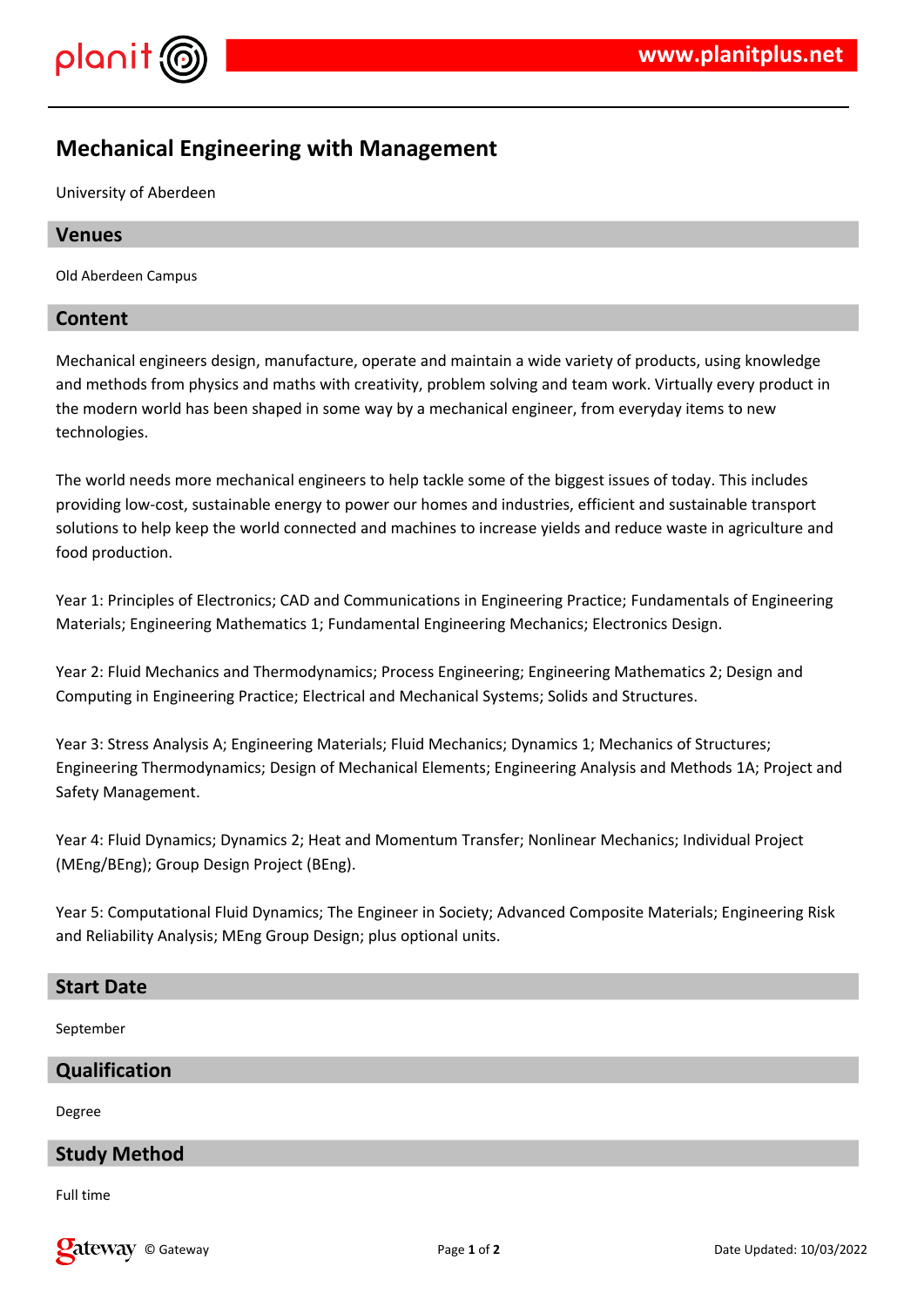# Mechanical Engineering with Management

University of Aberdeen

## Venues

Old Aberdeen Campus

## Content

Mechanical engineers design, manufacture, operate and maintain a wide variety of products, using knowledge and methods from physics and maths with creativity, problem solving and team work. Virtually every product in the modern world has been shaped in some way by a mechanical engineer, from everyday items to new technologies.

The world needs more mechanical engineers to help tackle some of the biggest issues of today. This includes providing low-cost, sustainable energy to power our homes and industries, efficient and sustainable transport solutions to help keep the world connected and machines to increase yields and reduce waste in agriculture and food production.

Year 1: Principles of Electronics; CAD and Communications in Engineering Practice; Fundamentals of Engineering Materials; Engineering Mathematics 1; Fundamental Engineering Mechanics; Electronics Design.

Year 2: Fluid Mechanics and Thermodynamics; Process Engineering; Engineering Mathematics 2; Design and Computing in Engineering Practice; Electrical and Mechanical Systems; Solids and Structures.

Year 3: Stress Analysis A; Engineering Materials; Fluid Mechanics; Dynamics 1; Mechanics of Structures; Engineering Thermodynamics; Design of Mechanical Elements; Engineering Analysis and Methods 1A; Project and Safety Management.

Year 4: Fluid Dynamics; Dynamics 2; Heat and Momentum Transfer; Nonlinear Mechanics; Individual Project (MEng/BEng); Group Design Project (BEng).

Year 5: Computational Fluid Dynamics; The Engineer in Society; Advanced Composite Materials; Engineering Risk and Reliability Analysis; MEng Group Design; plus optional units.

## Start Date

September

## Qualification

Degree

## Study Method

Full time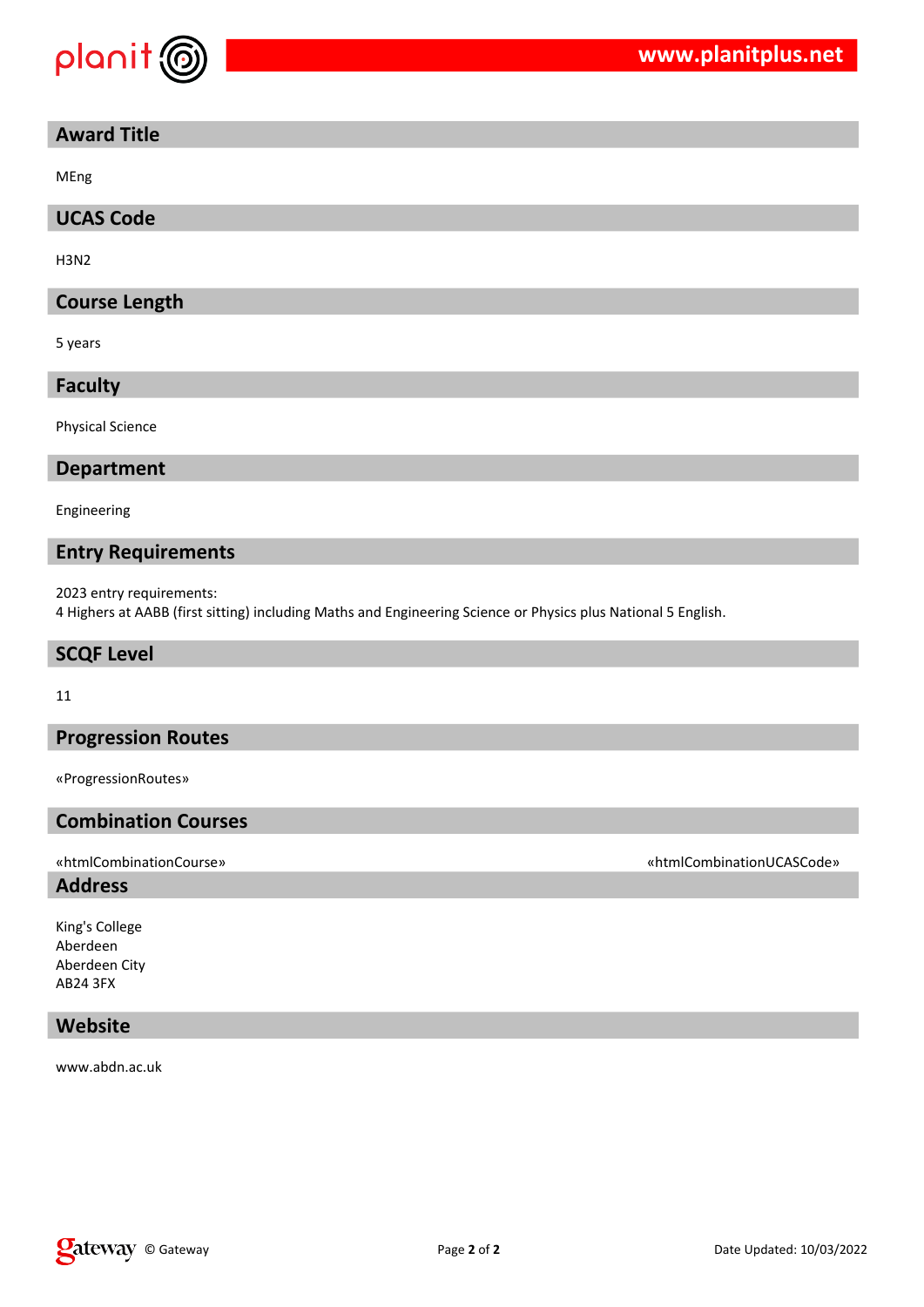## Award Title

MEng

## UCAS Code

H3N2

## Course Length

5 years

## Faculty

Physical Science

## Department

Engineering

## Entry Requirements

2023 entry requirements:
4 Highers at AABB (first sitting) including Maths and Engineering Science or Physics plus National 5 English.

## SCQF Level

11

## Progression Routes

«ProgressionRoutes»

## Combination Courses

«htmlCombinationCourse» «htmlCombinationUCASCode»

## Address

King's College
Aberdeen
Aberdeen City
AB24 3FX

## Website

www.abdn.ac.uk